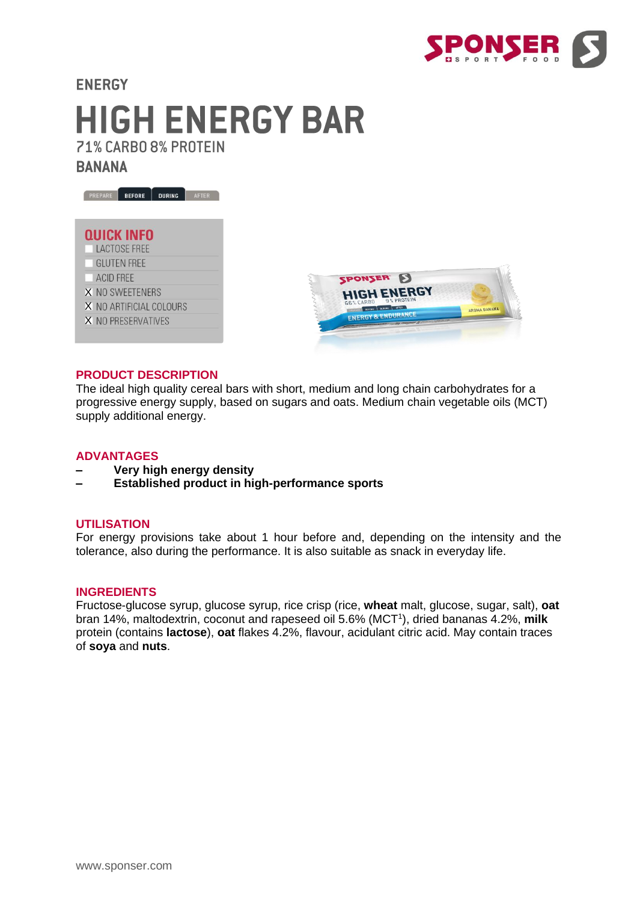ENERGY

# HIGH ENERGY BAR

71% CARBO 8% PROTEIN

**BANANA**

PREPARE | BEFORE | DURING | AFTER

## QUICK INFO

- [ ] LACTOSE FREE
- [ ] GLUTEN FREE
- [ ] ACID FREE
- [x] NO SWEETENERS
- [x] NO ARTIFICIAL COLOURS
- [x] NO PRESERVATIVES

## PRODUCT DESCRIPTION

The ideal high quality cereal bars with short, medium and long chain carbohydrates for a progressive energy supply, based on sugars and oats. Medium chain vegetable oils (MCT) supply additional energy.

## ADVANTAGES

- **Very high energy density**
- **Established product in high-performance sports**

## UTILISATION

For energy provisions take about 1 hour before and, depending on the intensity and the tolerance, also during the performance. It is also suitable as snack in everyday life.

## INGREDIENTS

Fructose-glucose syrup, glucose syrup, rice crisp (rice, **wheat** malt, glucose, sugar, salt), **oat** bran 14%, maltodextrin, coconut and rapeseed oil 5.6% (MCT[1]), dried bananas 4.2%, **milk** protein (contains **lactose**), **oat** flakes 4.2%, flavour, acidulant citric acid. May contain traces of **soya** and **nuts**.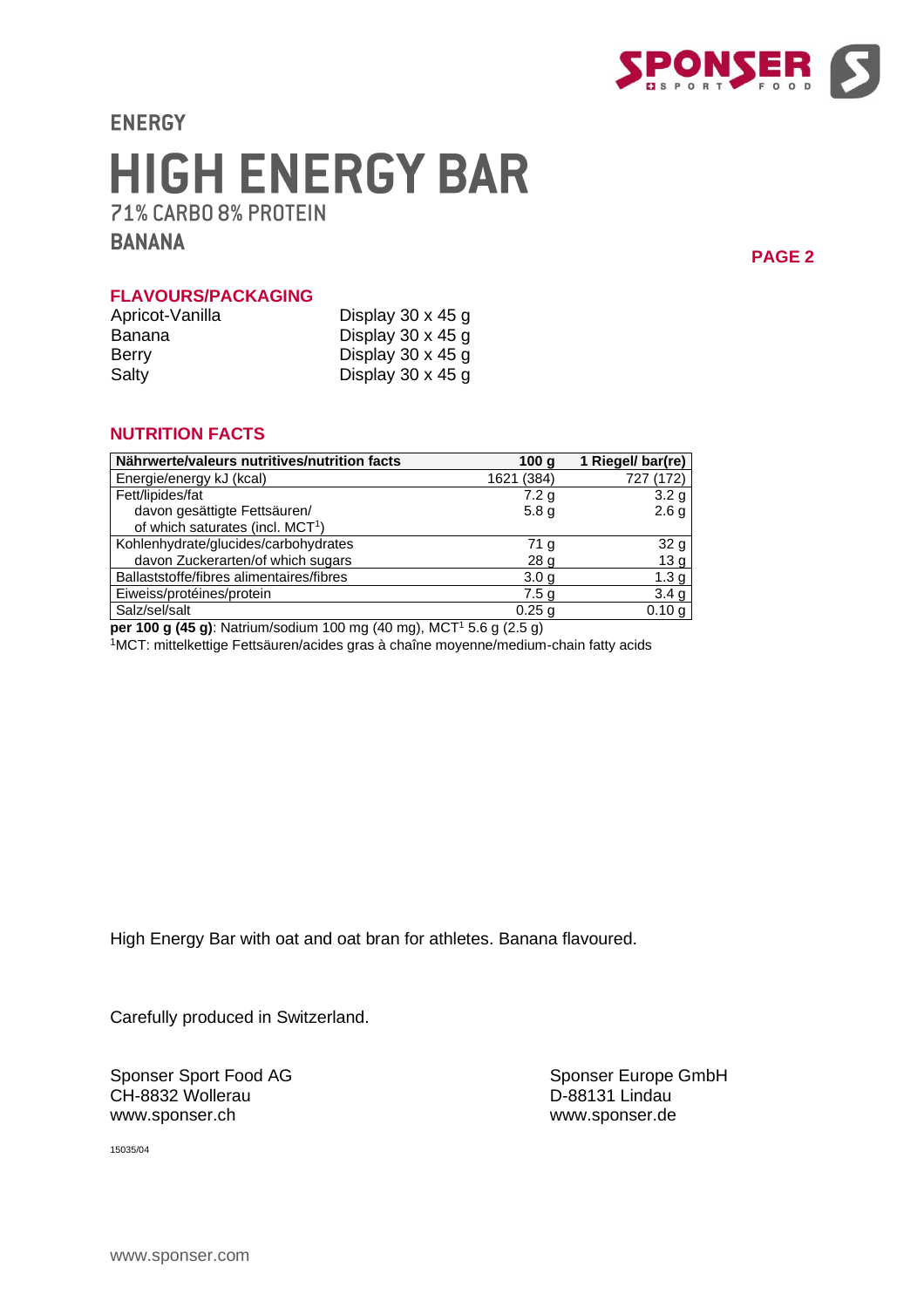# ENERGY

# HIGH ENERGY BAR

71% CARBO 8% PROTEIN

## BANANA

### FLAVOURS/PACKAGING

| | |
|---|---|
| Apricot-Vanilla | Display 30 x 45 g |
| Banana | Display 30 x 45 g |
| Berry | Display 30 x 45 g |
| Salty | Display 30 x 45 g |

### NUTRITION FACTS

| Nährwerte/valeurs nutritives/nutrition facts | 100 g | 1 Riegel/ bar(re) |
|---|---|---|
| Energie/energy kJ (kcal) | 1621 (384) | 727 (172) |
| Fett/lipides/fat | 7.2 g | 3.2 g |
| davon gesättigte Fettsäuren/ of which saturates (incl. MCT[1]) | 5.8 g | 2.6 g |
| Kohlenhydrate/glucides/carbohydrates | 71 g | 32 g |
| davon Zuckerarten/of which sugars | 28 g | 13 g |
| Ballaststoffe/fibres alimentaires/fibres | 3.0 g | 1.3 g |
| Eiweiss/protéines/protein | 7.5 g | 3.4 g |
| Salz/sel/salt | 0.25 g | 0.10 g |

**per 100 g (45 g)**: Natrium/sodium 100 mg (40 mg), MCT[1] 5.6 g (2.5 g)

[1]MCT: mittelkettige Fettsäuren/acides gras à chaîne moyenne/medium-chain fatty acids

High Energy Bar with oat and oat bran for athletes. Banana flavoured.

Carefully produced in Switzerland.

Sponser Sport Food AG
CH-8832 Wollerau
www.sponser.ch

Sponser Europe GmbH
D-88131 Lindau
www.sponser.de

15035/04

www.sponser.com